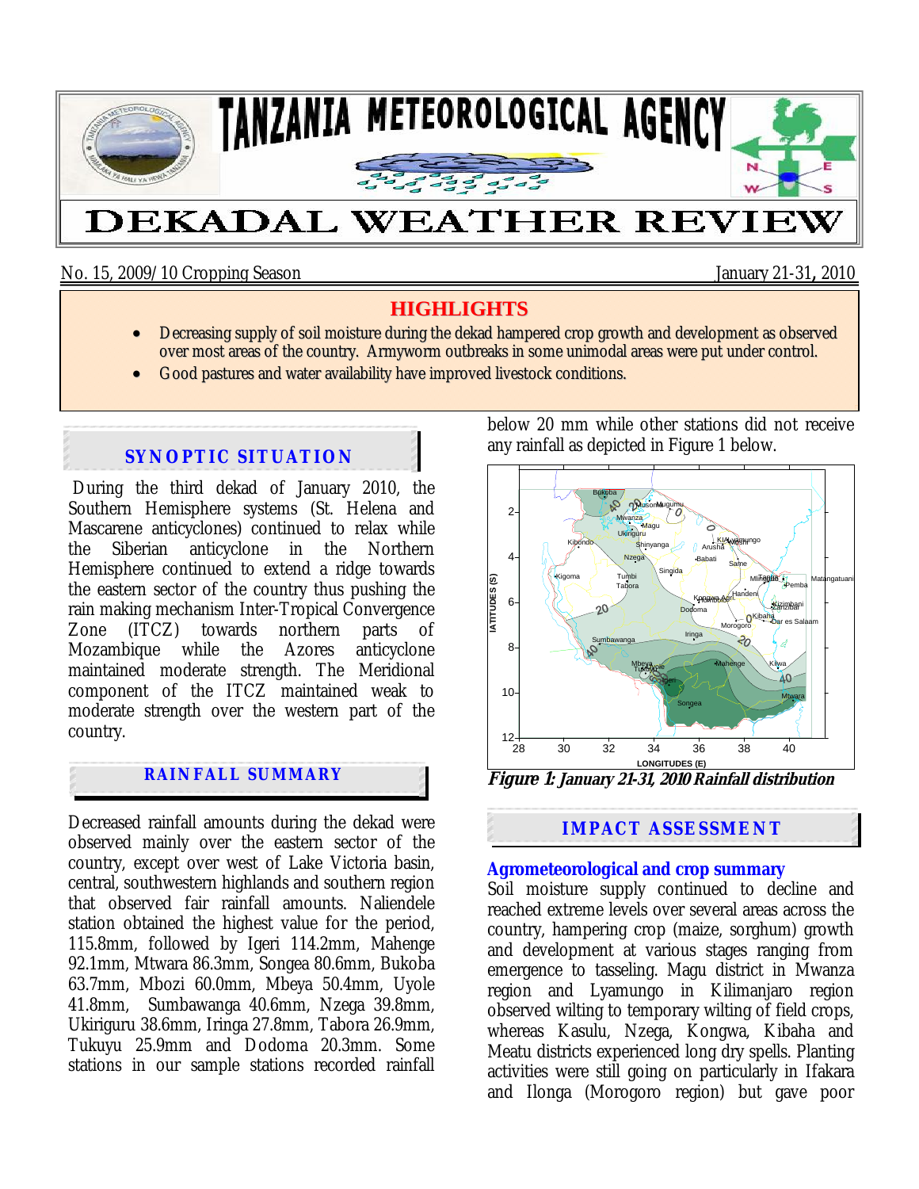# TANZANIA METEOROLOGICAL AGENCY

# DEKADAL WEATHER REVIEW

No. 15, 2009/10 Cropping Season January 21-31, 2010

## HIGHLIGHTS

- Decreasing supply of soil moisture during the dekad hampered crop growth and development as observed over most areas of the country. Armyworm outbreaks in some unimodal areas were put under control.
- Good pastures and water availability have improved livestock conditions.

## SYNOPTIC SITUATION

During the third dekad of January 2010, the Southern Hemisphere systems (St. Helena and Mascarene anticyclones) continued to relax while the Siberian anticyclone in the Northern Hemisphere continued to extend a ridge towards the eastern sector of the country thus pushing the rain making mechanism Inter-Tropical Convergence Zone (ITCZ) towards northern parts of Mozambique while the Azores anticyclone maintained moderate strength. The Meridional component of the ITCZ maintained weak to moderate strength over the western part of the country.

## RAINFALL SUMMARY

Decreased rainfall amounts during the dekad were observed mainly over the eastern sector of the country, except over west of Lake Victoria basin, central, southwestern highlands and southern region that observed fair rainfall amounts. Naliendele station obtained the highest value for the period, 115.8mm, followed by Igeri 114.2mm, Mahenge 92.1mm, Mtwara 86.3mm, Songea 80.6mm, Bukoba 63.7mm, Mbozi 60.0mm, Mbeya 50.4mm, Uyole 41.8mm, Sumbawanga 40.6mm, Nzega 39.8mm, Ukiriguru 38.6mm, Iringa 27.8mm, Tabora 26.9mm, Tukuyu 25.9mm and Dodoma 20.3mm. Some stations in our sample stations recorded rainfall below 20 mm while other stations did not receive any rainfall as depicted in Figure 1 below.

***Figure 1: January 21-31, 2010 Rainfall distribution***

## IMPACT ASSESSMENT

### Agrometeorological and crop summary

Soil moisture supply continued to decline and reached extreme levels over several areas across the country, hampering crop (maize, sorghum) growth and development at various stages ranging from emergence to tasseling. Magu district in Mwanza region and Lyamungo in Kilimanjaro region observed wilting to temporary wilting of field crops, whereas Kasulu, Nzega, Kongwa, Kibaha and Meatu districts experienced long dry spells. Planting activities were still going on particularly in Ifakara and Ilonga (Morogoro region) but gave poor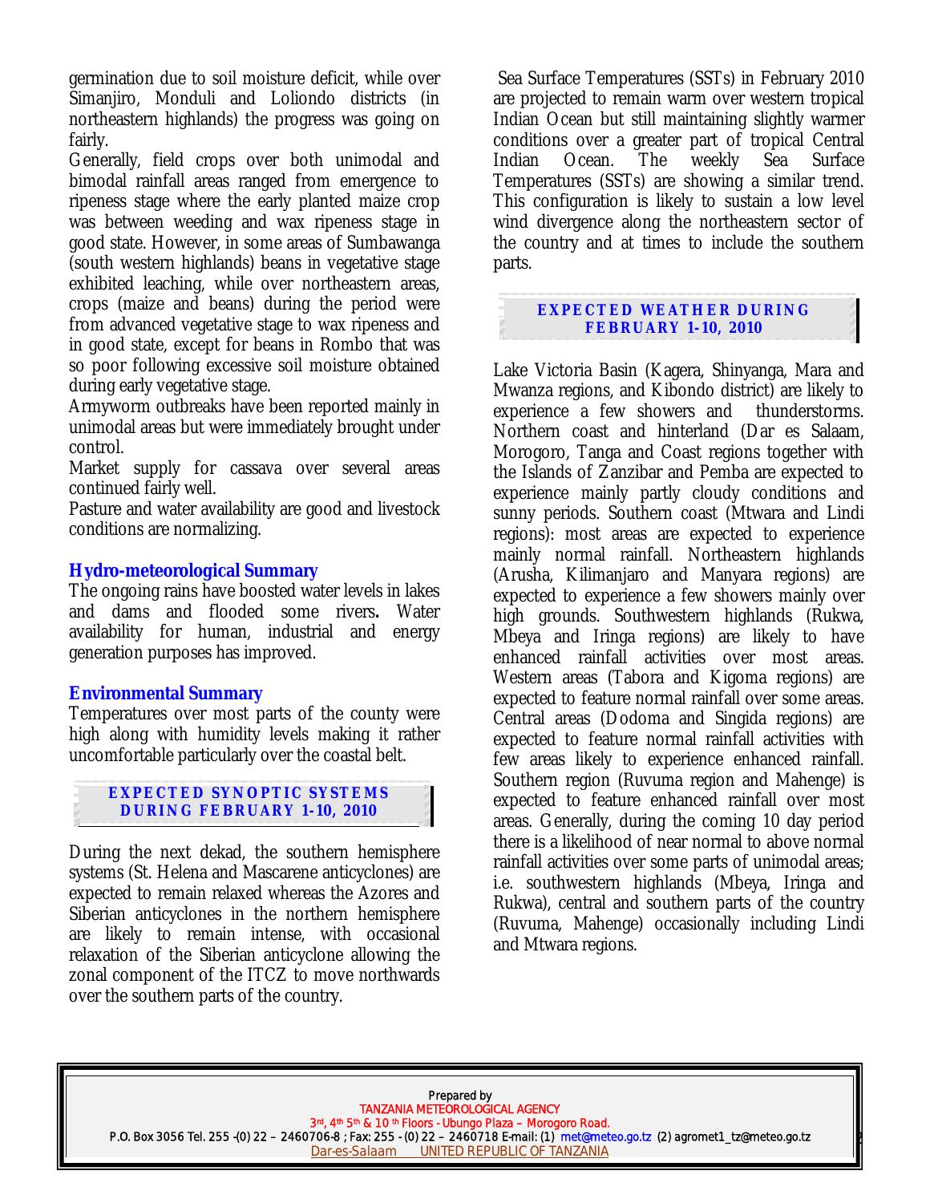germination due to soil moisture deficit, while over Simanjiro, Monduli and Loliondo districts (in northeastern highlands) the progress was going on fairly.

Generally, field crops over both unimodal and bimodal rainfall areas ranged from emergence to ripeness stage where the early planted maize crop was between weeding and wax ripeness stage in good state. However, in some areas of Sumbawanga (south western highlands) beans in vegetative stage exhibited leaching, while over northeastern areas, crops (maize and beans) during the period were from advanced vegetative stage to wax ripeness and in good state, except for beans in Rombo that was so poor following excessive soil moisture obtained during early vegetative stage.

Armyworm outbreaks have been reported mainly in unimodal areas but were immediately brought under control.

Market supply for cassava over several areas continued fairly well.

Pasture and water availability are good and livestock conditions are normalizing.

## Hydro-meteorological Summary

The ongoing rains have boosted water levels in lakes and dams and flooded some rivers**.** Water availability for human, industrial and energy generation purposes has improved.

## Environmental Summary

Temperatures over most parts of the county were high along with humidity levels making it rather uncomfortable particularly over the coastal belt.

## EXPECTED SYNOPTIC SYSTEMS DURING FEBRUARY 1-10, 2010

During the next dekad, the southern hemisphere systems (St. Helena and Mascarene anticyclones) are expected to remain relaxed whereas the Azores and Siberian anticyclones in the northern hemisphere are likely to remain intense, with occasional relaxation of the Siberian anticyclone allowing the zonal component of the ITCZ to move northwards over the southern parts of the country.

Sea Surface Temperatures (SSTs) in February 2010 are projected to remain warm over western tropical Indian Ocean but still maintaining slightly warmer conditions over a greater part of tropical Central Indian Ocean. The weekly Sea Surface Temperatures (SSTs) are showing a similar trend. This configuration is likely to sustain a low level wind divergence along the northeastern sector of the country and at times to include the southern parts.

## EXPECTED WEATHER DURING FEBRUARY 1-10, 2010

Lake Victoria Basin (Kagera, Shinyanga, Mara and Mwanza regions, and Kibondo district) are likely to experience a few showers and thunderstorms. Northern coast and hinterland (Dar es Salaam, Morogoro, Tanga and Coast regions together with the Islands of Zanzibar and Pemba are expected to experience mainly partly cloudy conditions and sunny periods. Southern coast (Mtwara and Lindi regions): most areas are expected to experience mainly normal rainfall. Northeastern highlands (Arusha, Kilimanjaro and Manyara regions) are expected to experience a few showers mainly over high grounds. Southwestern highlands (Rukwa, Mbeya and Iringa regions) are likely to have enhanced rainfall activities over most areas. Western areas (Tabora and Kigoma regions) are expected to feature normal rainfall over some areas. Central areas (Dodoma and Singida regions) are expected to feature normal rainfall activities with few areas likely to experience enhanced rainfall. Southern region (Ruvuma region and Mahenge) is expected to feature enhanced rainfall over most areas. Generally, during the coming 10 day period there is a likelihood of near normal to above normal rainfall activities over some parts of unimodal areas; i.e. southwestern highlands (Mbeya, Iringa and Rukwa), central and southern parts of the country (Ruvuma, Mahenge) occasionally including Lindi and Mtwara regions.

Prepared by
TANZANIA METEOROLOGICAL AGENCY
3rd, 4th 5th & 10th Floors - Ubungo Plaza – Morogoro Road.
P.O. Box 3056 Tel. 255 -(0) 22 – 2460706-8 ; Fax: 255 - (0) 22 – 2460718 E-mail: (1) met@meteo.go.tz (2) agromet1_tz@meteo.go.tz
Dar-es-Salaam UNITED REPUBLIC OF TANZANIA